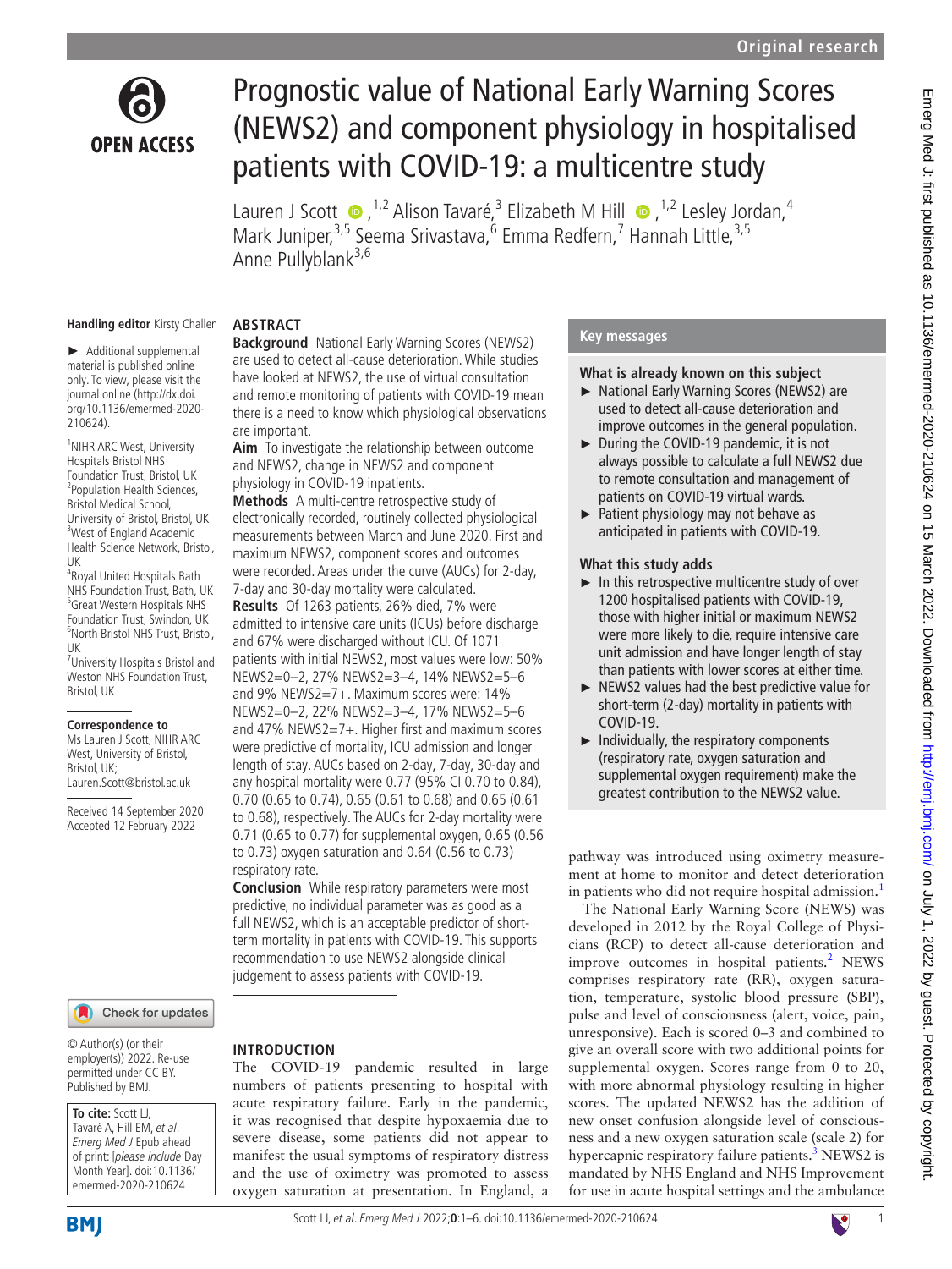Original research

# Prognostic value of National Early Warning Scores (NEWS2) and component physiology in hospitalised patients with COVID-19: a multicentre study

Lauren J Scott [1,2], Alison Tavaré [3], Elizabeth M Hill [1,2], Lesley Jordan [4], Mark Juniper [3,5], Seema Srivastava [6], Emma Redfern [7], Hannah Little [3,5], Anne Pullyblank [3,6]

**Handling editor** Kirsty Challen

► Additional supplemental material is published online only. To view, please visit the journal online (http://dx.doi.org/10.1136/emermed-2020-210624).

[1]NIHR ARC West, University Hospitals Bristol NHS Foundation Trust, Bristol, UK
[2]Population Health Sciences, Bristol Medical School, University of Bristol, Bristol, UK
[3]West of England Academic Health Science Network, Bristol, UK
[4]Royal United Hospitals Bath NHS Foundation Trust, Bath, UK
[5]Great Western Hospitals NHS Foundation Trust, Swindon, UK
[6]North Bristol NHS Trust, Bristol, UK
[7]University Hospitals Bristol and Weston NHS Foundation Trust, Bristol, UK

**Correspondence to**
Ms Lauren J Scott, NIHR ARC West, University of Bristol, Bristol, UK; Lauren.Scott@bristol.ac.uk

Received 14 September 2020
Accepted 12 February 2022

© Author(s) (or their employer(s)) 2022. Re-use permitted under CC BY. Published by BMJ.

**To cite:** Scott LJ, Tavaré A, Hill EM, *et al*. *Emerg Med J* Epub ahead of print: [*please include* Day Month Year]. doi:10.1136/emermed-2020-210624

## ABSTRACT

**Background** National Early Warning Scores (NEWS2) are used to detect all-cause deterioration. While studies have looked at NEWS2, the use of virtual consultation and remote monitoring of patients with COVID-19 mean there is a need to know which physiological observations are important.

**Aim** To investigate the relationship between outcome and NEWS2, change in NEWS2 and component physiology in COVID-19 inpatients.

**Methods** A multi-centre retrospective study of electronically recorded, routinely collected physiological measurements between March and June 2020. First and maximum NEWS2, component scores and outcomes were recorded. Areas under the curve (AUCs) for 2-day, 7-day and 30-day mortality were calculated.

**Results** Of 1263 patients, 26% died, 7% were admitted to intensive care units (ICUs) before discharge and 67% were discharged without ICU. Of 1071 patients with initial NEWS2, most values were low: 50% NEWS2=0–2, 27% NEWS2=3–4, 14% NEWS2=5–6 and 9% NEWS2=7+. Maximum scores were: 14% NEWS2=0–2, 22% NEWS2=3–4, 17% NEWS2=5–6 and 47% NEWS2=7+. Higher first and maximum scores were predictive of mortality, ICU admission and longer length of stay. AUCs based on 2-day, 7-day, 30-day and any hospital mortality were 0.77 (95% CI 0.70 to 0.84), 0.70 (0.65 to 0.74), 0.65 (0.61 to 0.68) and 0.65 (0.61 to 0.68), respectively. The AUCs for 2-day mortality were 0.71 (0.65 to 0.77) for supplemental oxygen, 0.65 (0.56 to 0.73) oxygen saturation and 0.64 (0.56 to 0.73) respiratory rate.

**Conclusion** While respiratory parameters were most predictive, no individual parameter was as good as a full NEWS2, which is an acceptable predictor of short-term mortality in patients with COVID-19. This supports recommendation to use NEWS2 alongside clinical judgement to assess patients with COVID-19.

## Key messages

### What is already known on this subject

- National Early Warning Scores (NEWS2) are used to detect all-cause deterioration and improve outcomes in the general population.
- During the COVID-19 pandemic, it is not always possible to calculate a full NEWS2 due to remote consultation and management of patients on COVID-19 virtual wards.
- Patient physiology may not behave as anticipated in patients with COVID-19.

### What this study adds

- In this retrospective multicentre study of over 1200 hospitalised patients with COVID-19, those with higher initial or maximum NEWS2 were more likely to die, require intensive care unit admission and have longer length of stay than patients with lower scores at either time.
- NEWS2 values had the best predictive value for short-term (2-day) mortality in patients with COVID-19.
- Individually, the respiratory components (respiratory rate, oxygen saturation and supplemental oxygen requirement) make the greatest contribution to the NEWS2 value.

## INTRODUCTION

The COVID-19 pandemic resulted in large numbers of patients presenting to hospital with acute respiratory failure. Early in the pandemic, it was recognised that despite hypoxaemia due to severe disease, some patients did not appear to manifest the usual symptoms of respiratory distress and the use of oximetry was promoted to assess oxygen saturation at presentation. In England, a pathway was introduced using oximetry measurement at home to monitor and detect deterioration in patients who did not require hospital admission.[1]

The National Early Warning Score (NEWS) was developed in 2012 by the Royal College of Physicians (RCP) to detect all-cause deterioration and improve outcomes in hospital patients.[2] NEWS comprises respiratory rate (RR), oxygen saturation, temperature, systolic blood pressure (SBP), pulse and level of consciousness (alert, voice, pain, unresponsive). Each is scored 0–3 and combined to give an overall score with two additional points for supplemental oxygen. Scores range from 0 to 20, with more abnormal physiology resulting in higher scores. The updated NEWS2 has the addition of new onset confusion alongside level of consciousness and a new oxygen saturation scale (scale 2) for hypercapnic respiratory failure patients.[3] NEWS2 is mandated by NHS England and NHS Improvement for use in acute hospital settings and the ambulance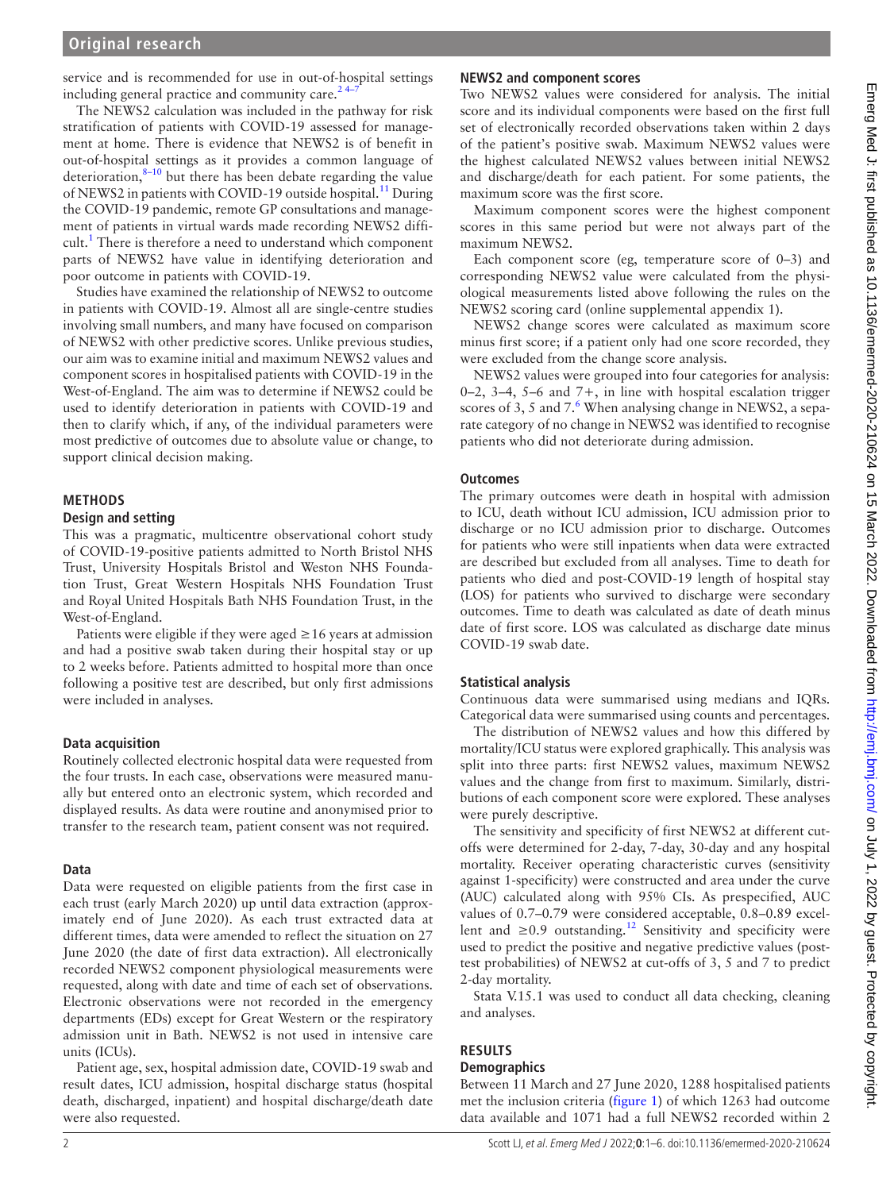service and is recommended for use in out-of-hospital settings including general practice and community care.[2 4–7]

The NEWS2 calculation was included in the pathway for risk stratification of patients with COVID-19 assessed for management at home. There is evidence that NEWS2 is of benefit in out-of-hospital settings as it provides a common language of deterioration,[8–10] but there has been debate regarding the value of NEWS2 in patients with COVID-19 outside hospital.[11] During the COVID-19 pandemic, remote GP consultations and management of patients in virtual wards made recording NEWS2 difficult.[1] There is therefore a need to understand which component parts of NEWS2 have value in identifying deterioration and poor outcome in patients with COVID-19.

Studies have examined the relationship of NEWS2 to outcome in patients with COVID-19. Almost all are single-centre studies involving small numbers, and many have focused on comparison of NEWS2 with other predictive scores. Unlike previous studies, our aim was to examine initial and maximum NEWS2 values and component scores in hospitalised patients with COVID-19 in the West-of-England. The aim was to determine if NEWS2 could be used to identify deterioration in patients with COVID-19 and then to clarify which, if any, of the individual parameters were most predictive of outcomes due to absolute value or change, to support clinical decision making.

## METHODS

### Design and setting

This was a pragmatic, multicentre observational cohort study of COVID-19-positive patients admitted to North Bristol NHS Trust, University Hospitals Bristol and Weston NHS Foundation Trust, Great Western Hospitals NHS Foundation Trust and Royal United Hospitals Bath NHS Foundation Trust, in the West-of-England.

Patients were eligible if they were aged ≥16 years at admission and had a positive swab taken during their hospital stay or up to 2 weeks before. Patients admitted to hospital more than once following a positive test are described, but only first admissions were included in analyses.

### Data acquisition

Routinely collected electronic hospital data were requested from the four trusts. In each case, observations were measured manually but entered onto an electronic system, which recorded and displayed results. As data were routine and anonymised prior to transfer to the research team, patient consent was not required.

### Data

Data were requested on eligible patients from the first case in each trust (early March 2020) up until data extraction (approximately end of June 2020). As each trust extracted data at different times, data were amended to reflect the situation on 27 June 2020 (the date of first data extraction). All electronically recorded NEWS2 component physiological measurements were requested, along with date and time of each set of observations. Electronic observations were not recorded in the emergency departments (EDs) except for Great Western or the respiratory admission unit in Bath. NEWS2 is not used in intensive care units (ICUs).

Patient age, sex, hospital admission date, COVID-19 swab and result dates, ICU admission, hospital discharge status (hospital death, discharged, inpatient) and hospital discharge/death date were also requested.

### NEWS2 and component scores

Two NEWS2 values were considered for analysis. The initial score and its individual components were based on the first full set of electronically recorded observations taken within 2 days of the patient's positive swab. Maximum NEWS2 values were the highest calculated NEWS2 values between initial NEWS2 and discharge/death for each patient. For some patients, the maximum score was the first score.

Maximum component scores were the highest component scores in this same period but were not always part of the maximum NEWS2.

Each component score (eg, temperature score of 0–3) and corresponding NEWS2 value were calculated from the physiological measurements listed above following the rules on the NEWS2 scoring card (online supplemental appendix 1).

NEWS2 change scores were calculated as maximum score minus first score; if a patient only had one score recorded, they were excluded from the change score analysis.

NEWS2 values were grouped into four categories for analysis: 0–2, 3–4, 5–6 and 7+, in line with hospital escalation trigger scores of 3, 5 and 7.[6] When analysing change in NEWS2, a separate category of no change in NEWS2 was identified to recognise patients who did not deteriorate during admission.

### Outcomes

The primary outcomes were death in hospital with admission to ICU, death without ICU admission, ICU admission prior to discharge or no ICU admission prior to discharge. Outcomes for patients who were still inpatients when data were extracted are described but excluded from all analyses. Time to death for patients who died and post-COVID-19 length of hospital stay (LOS) for patients who survived to discharge were secondary outcomes. Time to death was calculated as date of death minus date of first score. LOS was calculated as discharge date minus COVID-19 swab date.

### Statistical analysis

Continuous data were summarised using medians and IQRs. Categorical data were summarised using counts and percentages.

The distribution of NEWS2 values and how this differed by mortality/ICU status were explored graphically. This analysis was split into three parts: first NEWS2 values, maximum NEWS2 values and the change from first to maximum. Similarly, distributions of each component score were explored. These analyses were purely descriptive.

The sensitivity and specificity of first NEWS2 at different cut-offs were determined for 2-day, 7-day, 30-day and any hospital mortality. Receiver operating characteristic curves (sensitivity against 1-specificity) were constructed and area under the curve (AUC) calculated along with 95% CIs. As prespecified, AUC values of 0.7–0.79 were considered acceptable, 0.8–0.89 excellent and ≥0.9 outstanding.[12] Sensitivity and specificity were used to predict the positive and negative predictive values (post-test probabilities) of NEWS2 at cut-offs of 3, 5 and 7 to predict 2-day mortality.

Stata V.15.1 was used to conduct all data checking, cleaning and analyses.

## RESULTS

### Demographics

Between 11 March and 27 June 2020, 1288 hospitalised patients met the inclusion criteria (figure 1) of which 1263 had outcome data available and 1071 had a full NEWS2 recorded within 2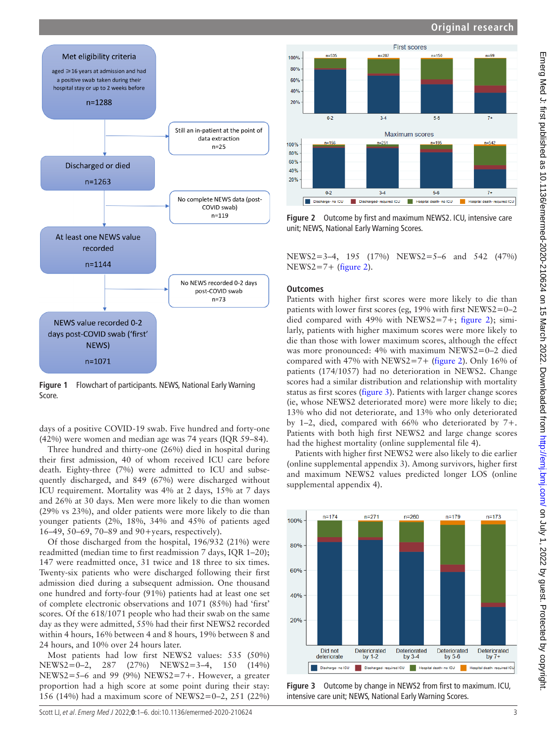Figure 1 Flowchart of participants. NEWS, National Early Warning Score.

days of a positive COVID-19 swab. Five hundred and forty-one (42%) were women and median age was 74 years (IQR 59–84).

Three hundred and thirty-one (26%) died in hospital during their first admission, 40 of whom received ICU care before death. Eighty-three (7%) were admitted to ICU and subsequently discharged, and 849 (67%) were discharged without ICU requirement. Mortality was 4% at 2 days, 15% at 7 days and 26% at 30 days. Men were more likely to die than women (29% vs 23%), and older patients were more likely to die than younger patients (2%, 18%, 34% and 45% of patients aged 16–49, 50–69, 70–89 and 90+years, respectively).

Of those discharged from the hospital, 196/932 (21%) were readmitted (median time to first readmission 7 days, IQR 1–20); 147 were readmitted once, 31 twice and 18 three to six times. Twenty-six patients who were discharged following their first admission died during a subsequent admission. One thousand one hundred and forty-four (91%) patients had at least one set of complete electronic observations and 1071 (85%) had 'first' scores. Of the 618/1071 people who had their swab on the same day as they were admitted, 55% had their first NEWS2 recorded within 4 hours, 16% between 4 and 8 hours, 19% between 8 and 24 hours, and 10% over 24 hours later.

Most patients had low first NEWS2 values: 535 (50%) NEWS2=0–2, 287 (27%) NEWS2=3–4, 150 (14%) NEWS2=5–6 and 99 (9%) NEWS2=7+. However, a greater proportion had a high score at some point during their stay: 156 (14%) had a maximum score of NEWS2=0–2, 251 (22%) NEWS2=3–4, 195 (17%) NEWS2=5–6 and 542 (47%) NEWS2=7+ (figure 2).

Figure 2 Outcome by first and maximum NEWS2. ICU, intensive care unit; NEWS, National Early Warning Scores.

## Outcomes

Patients with higher first scores were more likely to die than patients with lower first scores (eg, 19% with first NEWS2=0–2 died compared with 49% with NEWS2=7+; figure 2); similarly, patients with higher maximum scores were more likely to die than those with lower maximum scores, although the effect was more pronounced: 4% with maximum NEWS2=0–2 died compared with 47% with NEWS2=7+ (figure 2). Only 16% of patients (174/1057) had no deterioration in NEWS2. Change scores had a similar distribution and relationship with mortality status as first scores (figure 3). Patients with larger change scores (ie, whose NEWS2 deteriorated more) were more likely to die; 13% who did not deteriorate, and 13% who only deteriorated by 1–2, died, compared with 66% who deteriorated by 7+. Patients with both high first NEWS2 and large change scores had the highest mortality (online supplemental file 4).

Patients with higher first NEWS2 were also likely to die earlier (online supplemental appendix 3). Among survivors, higher first and maximum NEWS2 values predicted longer LOS (online supplemental appendix 4).

Figure 3 Outcome by change in NEWS2 from first to maximum. ICU, intensive care unit; NEWS, National Early Warning Scores.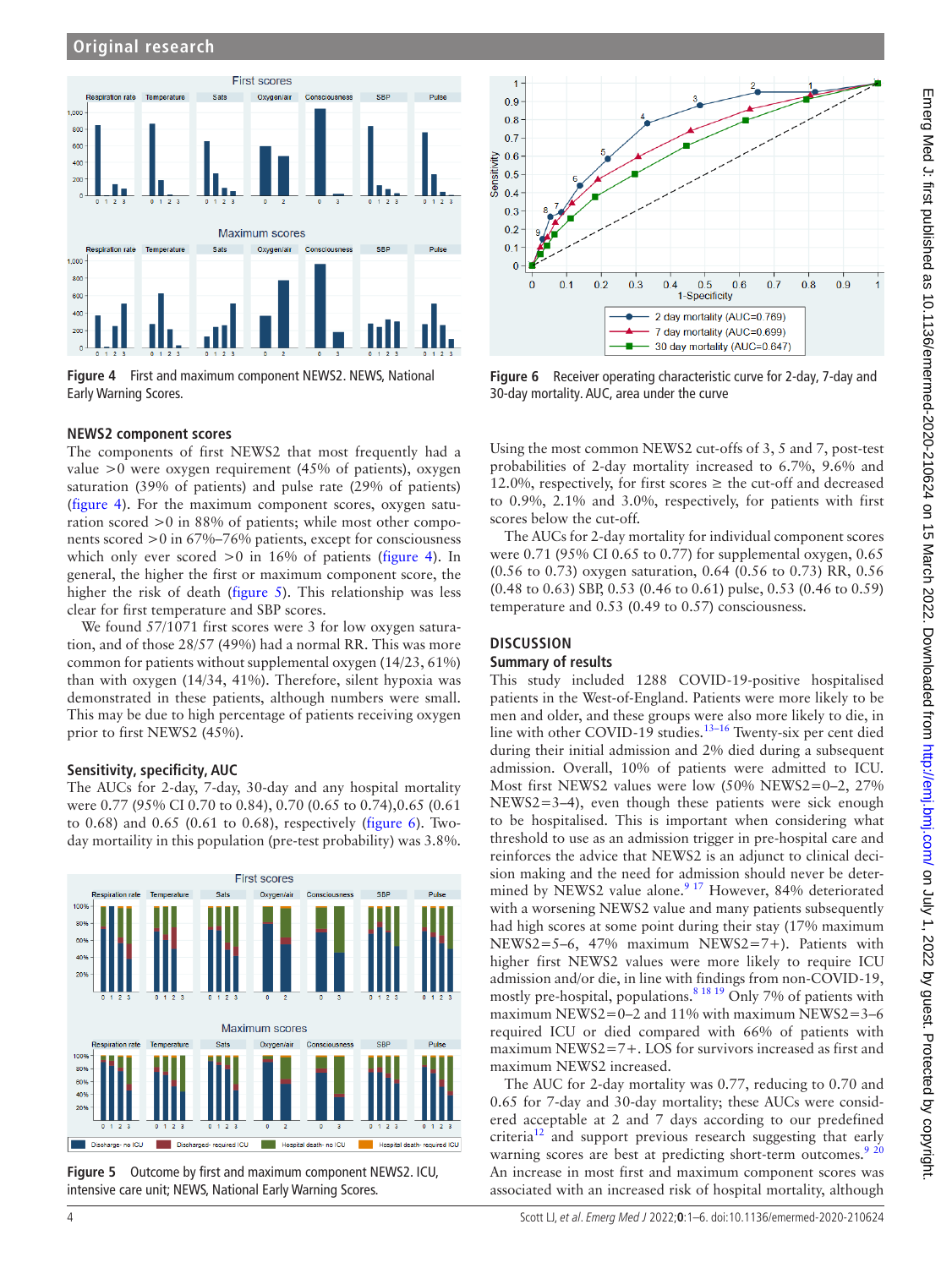Figure 4 First and maximum component NEWS2. NEWS, National Early Warning Scores.

Figure 6 Receiver operating characteristic curve for 2-day, 7-day and 30-day mortality. AUC, area under the curve

### NEWS2 component scores

The components of first NEWS2 that most frequently had a value >0 were oxygen requirement (45% of patients), oxygen saturation (39% of patients) and pulse rate (29% of patients) (figure 4). For the maximum component scores, oxygen saturation scored >0 in 88% of patients; while most other components scored >0 in 67%–76% patients, except for consciousness which only ever scored >0 in 16% of patients (figure 4). In general, the higher the first or maximum component score, the higher the risk of death (figure 5). This relationship was less clear for first temperature and SBP scores.

We found 57/1071 first scores were 3 for low oxygen saturation, and of those 28/57 (49%) had a normal RR. This was more common for patients without supplemental oxygen (14/23, 61%) than with oxygen (14/34, 41%). Therefore, silent hypoxia was demonstrated in these patients, although numbers were small. This may be due to high percentage of patients receiving oxygen prior to first NEWS2 (45%).

### Sensitivity, specificity, AUC

The AUCs for 2-day, 7-day, 30-day and any hospital mortality were 0.77 (95% CI 0.70 to 0.84), 0.70 (0.65 to 0.74),0.65 (0.61 to 0.68) and 0.65 (0.61 to 0.68), respectively (figure 6). Two-day mortaility in this population (pre-test probability) was 3.8%.

Figure 5 Outcome by first and maximum component NEWS2. ICU, intensive care unit; NEWS, National Early Warning Scores.

Using the most common NEWS2 cut-offs of 3, 5 and 7, post-test probabilities of 2-day mortality increased to 6.7%, 9.6% and 12.0%, respectively, for first scores ≥ the cut-off and decreased to 0.9%, 2.1% and 3.0%, respectively, for patients with first scores below the cut-off.

The AUCs for 2-day mortality for individual component scores were 0.71 (95% CI 0.65 to 0.77) for supplemental oxygen, 0.65 (0.56 to 0.73) oxygen saturation, 0.64 (0.56 to 0.73) RR, 0.56 (0.48 to 0.63) SBP, 0.53 (0.46 to 0.61) pulse, 0.53 (0.46 to 0.59) temperature and 0.53 (0.49 to 0.57) consciousness.

## DISCUSSION

### Summary of results

This study included 1288 COVID-19-positive hospitalised patients in the West-of-England. Patients were more likely to be men and older, and these groups were also more likely to die, in line with other COVID-19 studies.[13–16] Twenty-six per cent died during their initial admission and 2% died during a subsequent admission. Overall, 10% of patients were admitted to ICU. Most first NEWS2 values were low (50% NEWS2=0–2, 27% NEWS2=3–4), even though these patients were sick enough to be hospitalised. This is important when considering what threshold to use as an admission trigger in pre-hospital care and reinforces the advice that NEWS2 is an adjunct to clinical decision making and the need for admission should never be determined by NEWS2 value alone.[9,17] However, 84% deteriorated with a worsening NEWS2 value and many patients subsequently had high scores at some point during their stay (17% maximum NEWS2=5–6, 47% maximum NEWS2=7+). Patients with higher first NEWS2 values were more likely to require ICU admission and/or die, in line with findings from non-COVID-19, mostly pre-hospital, populations.[8,18,19] Only 7% of patients with maximum NEWS2=0–2 and 11% with maximum NEWS2=3–6 required ICU or died compared with 66% of patients with maximum NEWS2=7+. LOS for survivors increased as first and maximum NEWS2 increased.

The AUC for 2-day mortality was 0.77, reducing to 0.70 and 0.65 for 7-day and 30-day mortality; these AUCs were considered acceptable at 2 and 7 days according to our predefined criteria[12] and support previous research suggesting that early warning scores are best at predicting short-term outcomes.[9,20] An increase in most first and maximum component scores was associated with an increased risk of hospital mortality, although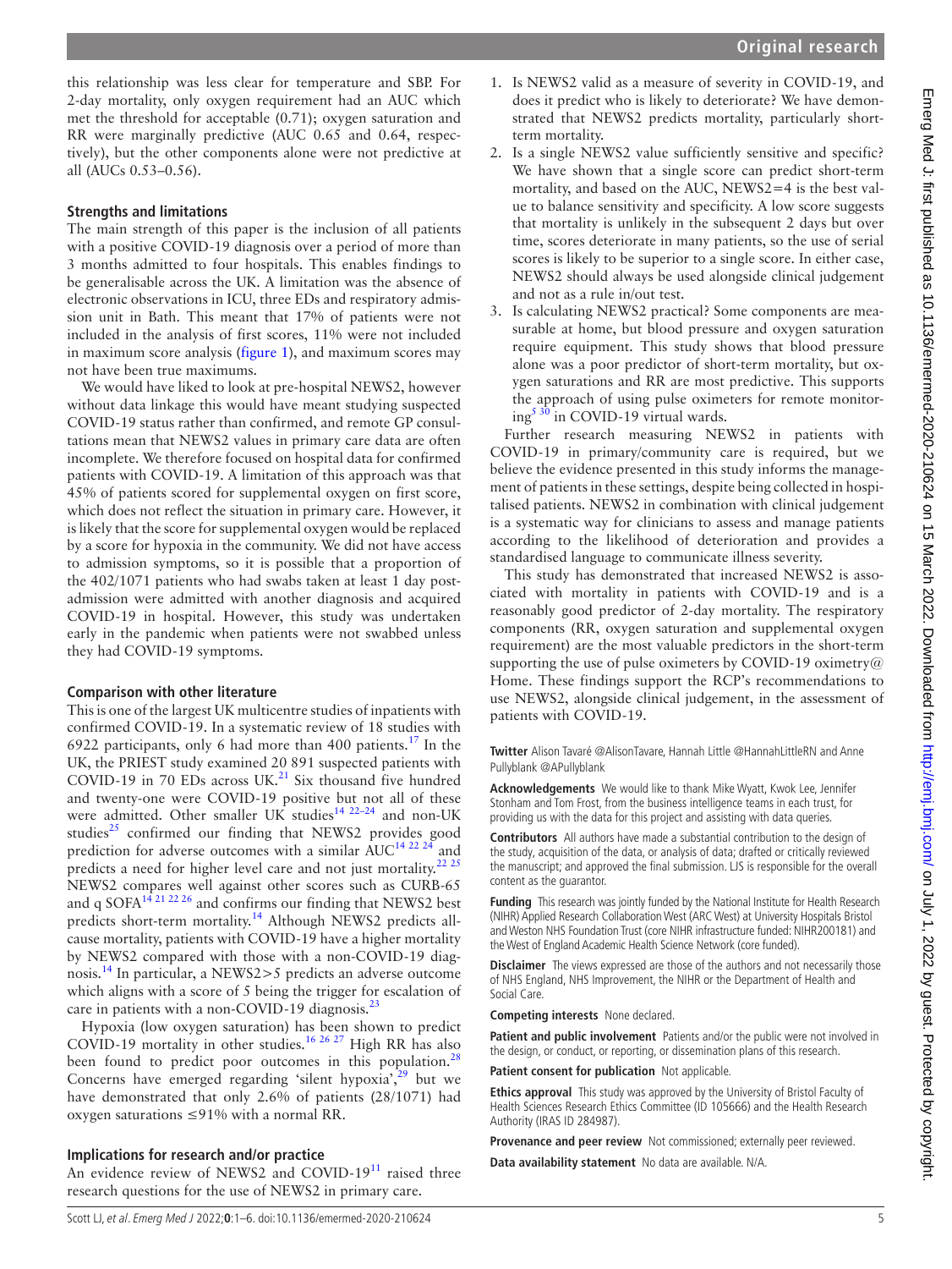this relationship was less clear for temperature and SBP. For 2-day mortality, only oxygen requirement had an AUC which met the threshold for acceptable (0.71); oxygen saturation and RR were marginally predictive (AUC 0.65 and 0.64, respectively), but the other components alone were not predictive at all (AUCs 0.53–0.56).

### Strengths and limitations

The main strength of this paper is the inclusion of all patients with a positive COVID-19 diagnosis over a period of more than 3 months admitted to four hospitals. This enables findings to be generalisable across the UK. A limitation was the absence of electronic observations in ICU, three EDs and respiratory admission unit in Bath. This meant that 17% of patients were not included in the analysis of first scores, 11% were not included in maximum score analysis (figure 1), and maximum scores may not have been true maximums.

We would have liked to look at pre-hospital NEWS2, however without data linkage this would have meant studying suspected COVID-19 status rather than confirmed, and remote GP consultations mean that NEWS2 values in primary care data are often incomplete. We therefore focused on hospital data for confirmed patients with COVID-19. A limitation of this approach was that 45% of patients scored for supplemental oxygen on first score, which does not reflect the situation in primary care. However, it is likely that the score for supplemental oxygen would be replaced by a score for hypoxia in the community. We did not have access to admission symptoms, so it is possible that a proportion of the 402/1071 patients who had swabs taken at least 1 day post-admission were admitted with another diagnosis and acquired COVID-19 in hospital. However, this study was undertaken early in the pandemic when patients were not swabbed unless they had COVID-19 symptoms.

### Comparison with other literature

This is one of the largest UK multicentre studies of inpatients with confirmed COVID-19. In a systematic review of 18 studies with 6922 participants, only 6 had more than 400 patients.[17] In the UK, the PRIEST study examined 20 891 suspected patients with COVID-19 in 70 EDs across UK.[21] Six thousand five hundred and twenty-one were COVID-19 positive but not all of these were admitted. Other smaller UK studies[14 22–24] and non-UK studies[25] confirmed our finding that NEWS2 provides good prediction for adverse outcomes with a similar AUC[14 22 24] and predicts a need for higher level care and not just mortality.[22 25] NEWS2 compares well against other scores such as CURB-65 and q SOFA[14 21 22 26] and confirms our finding that NEWS2 best predicts short-term mortality.[14] Although NEWS2 predicts all-cause mortality, patients with COVID-19 have a higher mortality by NEWS2 compared with those with a non-COVID-19 diagnosis.[14] In particular, a NEWS2>5 predicts an adverse outcome which aligns with a score of 5 being the trigger for escalation of care in patients with a non-COVID-19 diagnosis.[23]

Hypoxia (low oxygen saturation) has been shown to predict COVID-19 mortality in other studies.[16 26 27] High RR has also been found to predict poor outcomes in this population.[28] Concerns have emerged regarding 'silent hypoxia',[29] but we have demonstrated that only 2.6% of patients (28/1071) had oxygen saturations ≤91% with a normal RR.

### Implications for research and/or practice

An evidence review of NEWS2 and COVID-19[11] raised three research questions for the use of NEWS2 in primary care.

1. Is NEWS2 valid as a measure of severity in COVID-19, and does it predict who is likely to deteriorate? We have demonstrated that NEWS2 predicts mortality, particularly short-term mortality.
2. Is a single NEWS2 value sufficiently sensitive and specific? We have shown that a single score can predict short-term mortality, and based on the AUC, NEWS2=4 is the best value to balance sensitivity and specificity. A low score suggests that mortality is unlikely in the subsequent 2 days but over time, scores deteriorate in many patients, so the use of serial scores is likely to be superior to a single score. In either case, NEWS2 should always be used alongside clinical judgement and not as a rule in/out test.
3. Is calculating NEWS2 practical? Some components are measurable at home, but blood pressure and oxygen saturation require equipment. This study shows that blood pressure alone was a poor predictor of short-term mortality, but oxygen saturations and RR are most predictive. This supports the approach of using pulse oximeters for remote monitoring[5 30] in COVID-19 virtual wards.

Further research measuring NEWS2 in patients with COVID-19 in primary/community care is required, but we believe the evidence presented in this study informs the management of patients in these settings, despite being collected in hospitalised patients. NEWS2 in combination with clinical judgement is a systematic way for clinicians to assess and manage patients according to the likelihood of deterioration and provides a standardised language to communicate illness severity.

This study has demonstrated that increased NEWS2 is associated with mortality in patients with COVID-19 and is a reasonably good predictor of 2-day mortality. The respiratory components (RR, oxygen saturation and supplemental oxygen requirement) are the most valuable predictors in the short-term supporting the use of pulse oximeters by COVID-19 oximetry@Home. These findings support the RCP's recommendations to use NEWS2, alongside clinical judgement, in the assessment of patients with COVID-19.

**Twitter** Alison Tavaré @AlisonTavare, Hannah Little @HannahLittleRN and Anne Pullyblank @APullyblank

**Acknowledgements** We would like to thank Mike Wyatt, Kwok Lee, Jennifer Stonham and Tom Frost, from the business intelligence teams in each trust, for providing us with the data for this project and assisting with data queries.

**Contributors** All authors have made a substantial contribution to the design of the study, acquisition of the data, or analysis of data; drafted or critically reviewed the manuscript; and approved the final submission. LJS is responsible for the overall content as the guarantor.

**Funding** This research was jointly funded by the National Institute for Health Research (NIHR) Applied Research Collaboration West (ARC West) at University Hospitals Bristol and Weston NHS Foundation Trust (core NIHR infrastructure funded: NIHR200181) and the West of England Academic Health Science Network (core funded).

**Disclaimer** The views expressed are those of the authors and not necessarily those of NHS England, NHS Improvement, the NIHR or the Department of Health and Social Care.

**Competing interests** None declared.

**Patient and public involvement** Patients and/or the public were not involved in the design, or conduct, or reporting, or dissemination plans of this research.

**Patient consent for publication** Not applicable.

**Ethics approval** This study was approved by the University of Bristol Faculty of Health Sciences Research Ethics Committee (ID 105666) and the Health Research Authority (IRAS ID 284987).

**Provenance and peer review** Not commissioned; externally peer reviewed.

**Data availability statement** No data are available. N/A.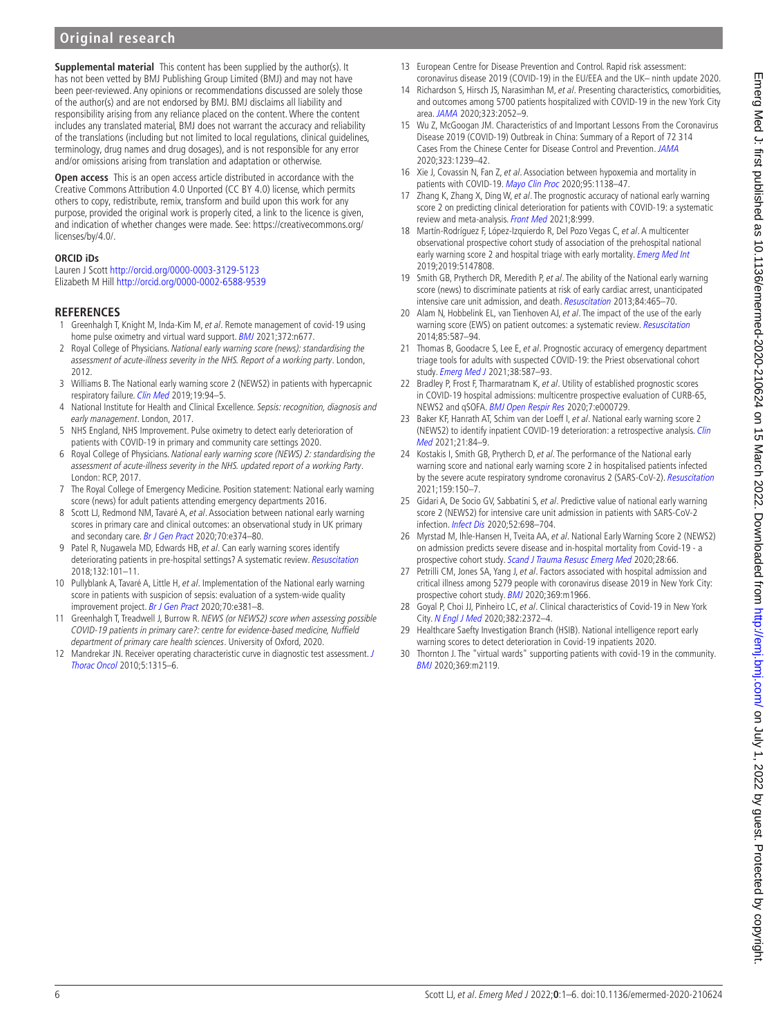**Supplemental material** This content has been supplied by the author(s). It has not been vetted by BMJ Publishing Group Limited (BMJ) and may not have been peer-reviewed. Any opinions or recommendations discussed are solely those of the author(s) and are not endorsed by BMJ. BMJ disclaims all liability and responsibility arising from any reliance placed on the content. Where the content includes any translated material, BMJ does not warrant the accuracy and reliability of the translations (including but not limited to local regulations, clinical guidelines, terminology, drug names and drug dosages), and is not responsible for any error and/or omissions arising from translation and adaptation or otherwise.

**Open access** This is an open access article distributed in accordance with the Creative Commons Attribution 4.0 Unported (CC BY 4.0) license, which permits others to copy, redistribute, remix, transform and build upon this work for any purpose, provided the original work is properly cited, a link to the licence is given, and indication of whether changes were made. See: https://creativecommons.org/licenses/by/4.0/.

**ORCID iDs**

Lauren J Scott http://orcid.org/0000-0003-3129-5123
Elizabeth M Hill http://orcid.org/0000-0002-6588-9539

## REFERENCES

1. Greenhalgh T, Knight M, Inda-Kim M, *et al*. Remote management of covid-19 using home pulse oximetry and virtual ward support. *BMJ* 2021;372:n677.
2. Royal College of Physicians. *National early warning score (news): standardising the assessment of acute-illness severity in the NHS. Report of a working party*. London, 2012.
3. Williams B. The National early warning score 2 (NEWS2) in patients with hypercapnic respiratory failure. *Clin Med* 2019;19:94–5.
4. National Institute for Health and Clinical Excellence. *Sepsis: recognition, diagnosis and early management*. London, 2017.
5. NHS England, NHS Improvement. Pulse oximetry to detect early deterioration of patients with COVID-19 in primary and community care settings 2020.
6. Royal College of Physicians. *National early warning score (NEWS) 2: standardising the assessment of acute-illness severity in the NHS. updated report of a working Party*. London: RCP, 2017.
7. The Royal College of Emergency Medicine. Position statement: National early warning score (news) for adult patients attending emergency departments 2016.
8. Scott LJ, Redmond NM, Tavaré A, *et al*. Association between national early warning scores in primary care and clinical outcomes: an observational study in UK primary and secondary care. *Br J Gen Pract* 2020;70:e374–80.
9. Patel R, Nugawela MD, Edwards HB, *et al*. Can early warning scores identify deteriorating patients in pre-hospital settings? A systematic review. *Resuscitation* 2018;132:101–11.
10. Pullyblank A, Tavaré A, Little H, *et al*. Implementation of the National early warning score in patients with suspicion of sepsis: evaluation of a system-wide quality improvement project. *Br J Gen Pract* 2020;70:e381–8.
11. Greenhalgh T, Treadwell J, Burrow R. *NEWS (or NEWS2) score when assessing possible COVID-19 patients in primary care?: centre for evidence-based medicine, Nuffield department of primary care health sciences*. University of Oxford, 2020.
12. Mandrekar JN. Receiver operating characteristic curve in diagnostic test assessment. *J Thorac Oncol* 2010;5:1315–6.
13. European Centre for Disease Prevention and Control. Rapid risk assessment: coronavirus disease 2019 (COVID-19) in the EU/EEA and the UK– ninth update 2020.
14. Richardson S, Hirsch JS, Narasimhan M, *et al*. Presenting characteristics, comorbidities, and outcomes among 5700 patients hospitalized with COVID-19 in the new York City area. *JAMA* 2020;323:2052–9.
15. Wu Z, McGoogan JM. Characteristics of and Important Lessons From the Coronavirus Disease 2019 (COVID-19) Outbreak in China: Summary of a Report of 72 314 Cases From the Chinese Center for Disease Control and Prevention. *JAMA* 2020;323:1239–42.
16. Xie J, Covassin N, Fan Z, *et al*. Association between hypoxemia and mortality in patients with COVID-19. *Mayo Clin Proc* 2020;95:1138–47.
17. Zhang K, Zhang X, Ding W, *et al*. The prognostic accuracy of national early warning score 2 on predicting clinical deterioration for patients with COVID-19: a systematic review and meta-analysis. *Front Med* 2021;8:999.
18. Martín-Rodríguez F, López-Izquierdo R, Del Pozo Vegas C, *et al*. A multicenter observational prospective cohort study of association of the prehospital national early warning score 2 and hospital triage with early mortality. *Emerg Med Int* 2019;2019:5147808.
19. Smith GB, Prytherch DR, Meredith P, *et al*. The ability of the National early warning score (news) to discriminate patients at risk of early cardiac arrest, unanticipated intensive care unit admission, and death. *Resuscitation* 2013;84:465–70.
20. Alam N, Hobbelink EL, van Tienhoven AJ, *et al*. The impact of the use of the early warning score (EWS) on patient outcomes: a systematic review. *Resuscitation* 2014;85:587–94.
21. Thomas B, Goodacre S, Lee E, *et al*. Prognostic accuracy of emergency department triage tools for adults with suspected COVID-19: the Priest observational cohort study. *Emerg Med J* 2021;38:587–93.
22. Bradley P, Frost F, Tharmaratnam K, *et al*. Utility of established prognostic scores in COVID-19 hospital admissions: multicentre prospective evaluation of CURB-65, NEWS2 and qSOFA. *BMJ Open Respir Res* 2020;7:e000729.
23. Baker KF, Hanrath AT, Schim van der Loeff I, *et al*. National early warning score 2 (NEWS2) to identify inpatient COVID-19 deterioration: a retrospective analysis. *Clin Med* 2021;21:84–9.
24. Kostakis I, Smith GB, Prytherch D, *et al*. The performance of the National early warning score and national early warning score 2 in hospitalised patients infected by the severe acute respiratory syndrome coronavirus 2 (SARS-CoV-2). *Resuscitation* 2021;159:150–7.
25. Gidari A, De Socio GV, Sabbatini S, *et al*. Predictive value of national early warning score 2 (NEWS2) for intensive care unit admission in patients with SARS-CoV-2 infection. *Infect Dis* 2020;52:698–704.
26. Myrstad M, Ihle-Hansen H, Tveita AA, *et al*. National Early Warning Score 2 (NEWS2) on admission predicts severe disease and in-hospital mortality from Covid-19 - a prospective cohort study. *Scand J Trauma Resusc Emerg Med* 2020;28:66.
27. Petrilli CM, Jones SA, Yang J, *et al*. Factors associated with hospital admission and critical illness among 5279 people with coronavirus disease 2019 in New York City: prospective cohort study. *BMJ* 2020;369:m1966.
28. Goyal P, Choi JJ, Pinheiro LC, *et al*. Clinical characteristics of Covid-19 in New York City. *N Engl J Med* 2020;382:2372–4.
29. Healthcare Saefty Investigation Branch (HSIB). National intelligence report early warning scores to detect deterioration in Covid-19 inpatients 2020.
30. Thornton J. The "virtual wards" supporting patients with covid-19 in the community. *BMJ* 2020;369:m2119.